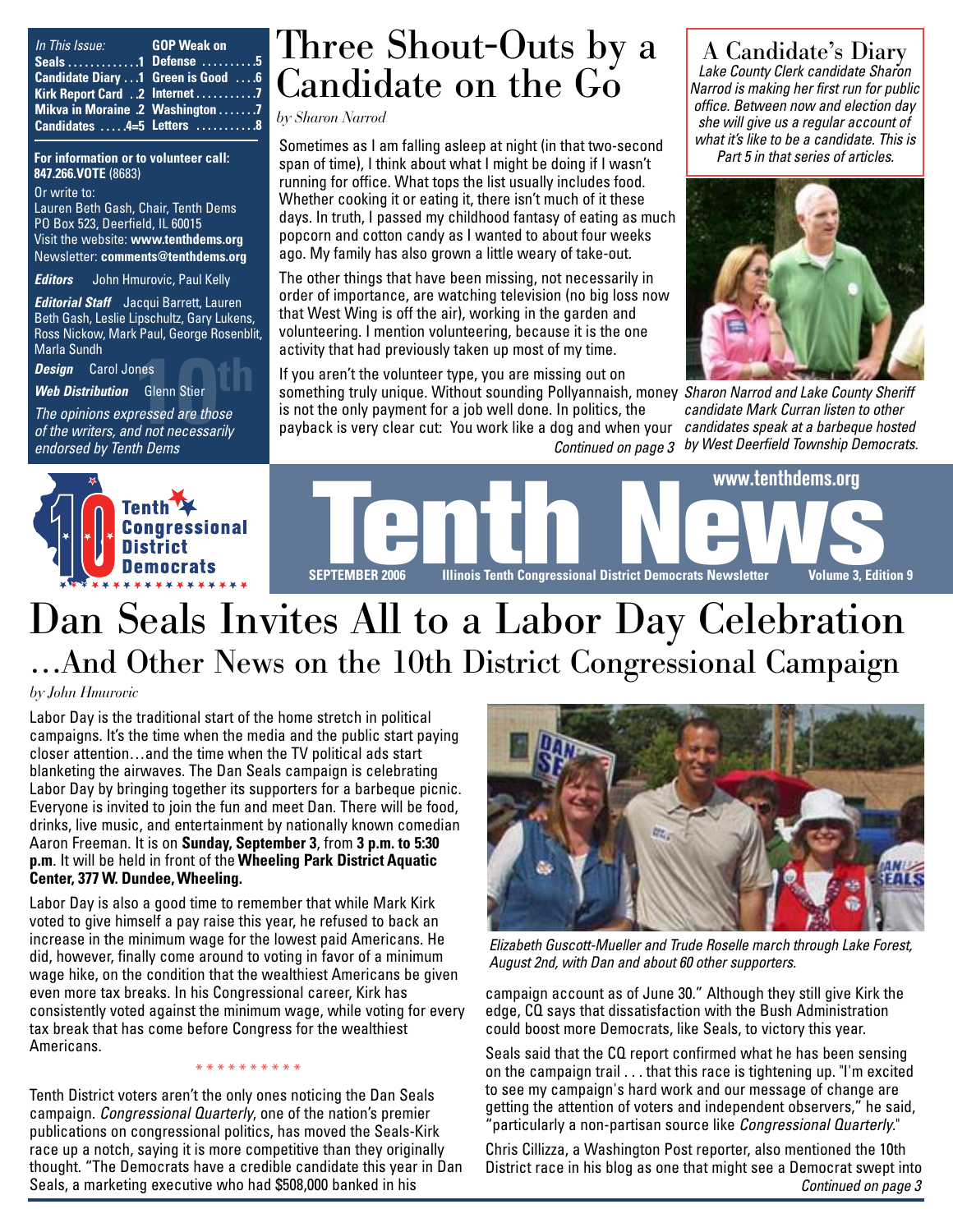*In This Issue:*

Seals .............1
Candidate Diary ...1
Kirk Report Card ..2
Mikva in Moraine .2
Candidates .....4=5
GOP Weak on Defense .........5
Green is Good ....6
Internet ..........7
Washington .......7
Letters ..........8

**For information or to volunteer call: 847.266.VOTE** (8683)

Or write to:
Lauren Beth Gash, Chair, Tenth Dems
PO Box 523, Deerfield, IL 60015
Visit the website: **www.tenthdems.org**
Newsletter: **comments@tenthdems.org**

***Editors*** John Hmurovic, Paul Kelly

***Editorial Staff*** Jacqui Barrett, Lauren Beth Gash, Leslie Lipschultz, Gary Lukens, Ross Nickow, Mark Paul, George Rosenblit, Marla Sundh

***Design*** Carol Jones

***Web Distribution*** Glenn Stier

*The opinions expressed are those of the writers, and not necessarily endorsed by Tenth Dems*

# Three Shout-Outs by a Candidate on the Go

*by Sharon Narrod*

Sometimes as I am falling asleep at night (in that two-second span of time), I think about what I might be doing if I wasn't running for office. What tops the list usually includes food. Whether cooking it or eating it, there isn't much of it these days. In truth, I passed my childhood fantasy of eating as much popcorn and cotton candy as I wanted to about four weeks ago. My family has also grown a little weary of take-out.

The other things that have been missing, not necessarily in order of importance, are watching television (no big loss now that West Wing is off the air), working in the garden and volunteering. I mention volunteering, because it is the one activity that had previously taken up most of my time.

If you aren't the volunteer type, you are missing out on something truly unique. Without sounding Pollyannaish, money is not the only payment for a job well done. In politics, the payback is very clear cut: You work like a dog and when your

*Continued on page 3*

## A Candidate's Diary

*Lake County Clerk candidate Sharon Narrod is making her first run for public office. Between now and election day she will give us a regular account of what it's like to be a candidate. This is Part 5 in that series of articles.*

*Sharon Narrod and Lake County Sheriff candidate Mark Curran listen to other candidates speak at a barbeque hosted by West Deerfield Township Democrats.*

Tenth Congressional District Democrats

**www.tenthdems.org**

# Tenth News

**SEPTEMBER 2006** | **Illinois Tenth Congressional District Democrats Newsletter** | **Volume 3, Edition 9**

# Dan Seals Invites All to a Labor Day Celebration

## …And Other News on the 10th District Congressional Campaign

*by John Hmurovic*

Labor Day is the traditional start of the home stretch in political campaigns. It's the time when the media and the public start paying closer attention…and the time when the TV political ads start blanketing the airwaves. The Dan Seals campaign is celebrating Labor Day by bringing together its supporters for a barbeque picnic. Everyone is invited to join the fun and meet Dan. There will be food, drinks, live music, and entertainment by nationally known comedian Aaron Freeman. It is on **Sunday, September 3**, from **3 p.m. to 5:30 p.m**. It will be held in front of the **Wheeling Park District Aquatic Center, 377 W. Dundee, Wheeling.**

Labor Day is also a good time to remember that while Mark Kirk voted to give himself a pay raise this year, he refused to back an increase in the minimum wage for the lowest paid Americans. He did, however, finally come around to voting in favor of a minimum wage hike, on the condition that the wealthiest Americans be given even more tax breaks. In his Congressional career, Kirk has consistently voted against the minimum wage, while voting for every tax break that has come before Congress for the wealthiest Americans.

* * * * * * * * * *

Tenth District voters aren't the only ones noticing the Dan Seals campaign. *Congressional Quarterly*, one of the nation's premier publications on congressional politics, has moved the Seals-Kirk race up a notch, saying it is more competitive than they originally thought. "The Democrats have a credible candidate this year in Dan Seals, a marketing executive who had $508,000 banked in his campaign account as of June 30." Although they still give Kirk the edge, CQ says that dissatisfaction with the Bush Administration could boost more Democrats, like Seals, to victory this year.

*Elizabeth Guscott-Mueller and Trude Roselle march through Lake Forest, August 2nd, with Dan and about 60 other supporters.*

Seals said that the CQ report confirmed what he has been sensing on the campaign trail . . . that this race is tightening up. "I'm excited to see my campaign's hard work and our message of change are getting the attention of voters and independent observers," he said, "particularly a non-partisan source like *Congressional Quarterly*."

Chris Cillizza, a Washington Post reporter, also mentioned the 10th District race in his blog as one that might see a Democrat swept into

*Continued on page 3*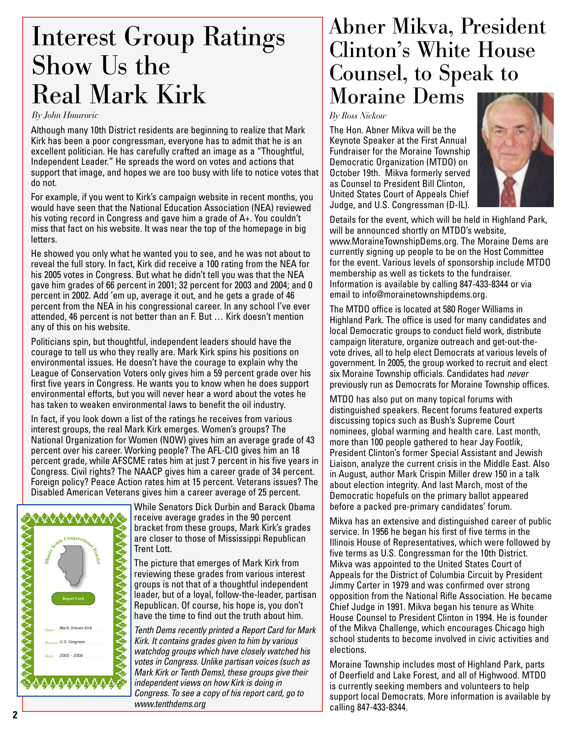# Interest Group Ratings Show Us the Real Mark Kirk

*By John Hmurovic*

Although many 10th District residents are beginning to realize that Mark Kirk has been a poor congressman, everyone has to admit that he is an excellent politician. He has carefully crafted an image as a "Thoughtful, Independent Leader." He spreads the word on votes and actions that support that image, and hopes we are too busy with life to notice votes that do not.

For example, if you went to Kirk's campaign website in recent months, you would have seen that the National Education Association (NEA) reviewed his voting record in Congress and gave him a grade of A+. You couldn't miss that fact on his website. It was near the top of the homepage in big letters.

He showed you only what he wanted you to see, and he was not about to reveal the full story. In fact, Kirk did receive a 100 rating from the NEA for his 2005 votes in Congress. But what he didn't tell you was that the NEA gave him grades of 66 percent in 2001; 32 percent for 2003 and 2004; and 0 percent in 2002. Add 'em up, average it out, and he gets a grade of 46 percent from the NEA in his congressional career. In any school I've ever attended, 46 percent is not better than an F. But … Kirk doesn't mention any of this on his website.

Politicians spin, but thoughtful, independent leaders should have the courage to tell us who they really are. Mark Kirk spins his positions on environmental issues. He doesn't have the courage to explain why the League of Conservation Voters only gives him a 59 percent grade over his first five years in Congress. He wants you to know when he does support environmental efforts, but you will never hear a word about the votes he has taken to weaken environmental laws to benefit the oil industry.

In fact, if you look down a list of the ratings he receives from various interest groups, the real Mark Kirk emerges. Women's groups? The National Organization for Women (NOW) gives him an average grade of 43 percent over his career. Working people? The AFL-CIO gives him an 18 percent grade, while AFSCME rates him at just 7 percent in his five years in Congress. Civil rights? The NAACP gives him a career grade of 34 percent. Foreign policy? Peace Action rates him at 15 percent. Veterans issues? The Disabled American Veterans gives him a career average of 25 percent.

While Senators Dick Durbin and Barack Obama receive average grades in the 90 percent bracket from these groups, Mark Kirk's grades are closer to those of Mississippi Republican Trent Lott.

The picture that emerges of Mark Kirk from reviewing these grades from various interest groups is not that of a thoughtful independent leader, but of a loyal, follow-the-leader, partisan Republican. Of course, his hope is, you don't have the time to find out the truth about him.

Illinois Tenth Congressional District
Report Card
Name: Mark Steven Kirk
Position: U.S. Congress
Years: 2000 - 2006

*Tenth Dems recently printed a Report Card for Mark Kirk. It contains grades given to him by various watchdog groups which have closely watched his votes in Congress. Unlike partisan voices (such as Mark Kirk or Tenth Dems), these groups give their independent views on how Kirk is doing in Congress. To see a copy of his report card, go to www.tenthdems.org*

# Abner Mikva, President Clinton's White House Counsel, to Speak to Moraine Dems

*By Ross Nickow*

The Hon. Abner Mikva will be the Keynote Speaker at the First Annual Fundraiser for the Moraine Township Democratic Organization (MTDO) on October 19th. Mikva formerly served as Counsel to President Bill Clinton, United States Court of Appeals Chief Judge, and U.S. Congressman (D-IL).

Details for the event, which will be held in Highland Park, will be announced shortly on MTDO's website, www.MoraineTownshipDems.org. The Moraine Dems are currently signing up people to be on the Host Committee for the event. Various levels of sponsorship include MTDO membership as well as tickets to the fundraiser. Information is available by calling 847-433-8344 or via email to info@morainetownshipdems.org.

The MTDO office is located at 580 Roger Williams in Highland Park. The office is used for many candidates and local Democratic groups to conduct field work, distribute campaign literature, organize outreach and get-out-the-vote drives, all to help elect Democrats at various levels of government. In 2005, the group worked to recruit and elect six Moraine Township officials. Candidates had *never* previously run as Democrats for Moraine Township offices.

MTDO has also put on many topical forums with distinguished speakers. Recent forums featured experts discussing topics such as Bush's Supreme Court nominees, global warming and health care. Last month, more than 100 people gathered to hear Jay Footlik, President Clinton's former Special Assistant and Jewish Liaison, analyze the current crisis in the Middle East. Also in August, author Mark Crispin Miller drew 150 in a talk about election integrity. And last March, most of the Democratic hopefuls on the primary ballot appeared before a packed pre-primary candidates' forum.

Mikva has an extensive and distinguished career of public service. In 1956 he began his first of five terms in the Illinois House of Representatives, which were followed by five terms as U.S. Congressman for the 10th District. Mikva was appointed to the United States Court of Appeals for the District of Columbia Circuit by President Jimmy Carter in 1979 and was confirmed over strong opposition from the National Rifle Association. He became Chief Judge in 1991. Mikva began his tenure as White House Counsel to President Clinton in 1994. He is founder of the Mikva Challenge, which encourages Chicago high school students to become involved in civic activities and elections.

Moraine Township includes most of Highland Park, parts of Deerfield and Lake Forest, and all of Highwood. MTDO is currently seeking members and volunteers to help support local Democrats. More information is available by calling 847-433-8344.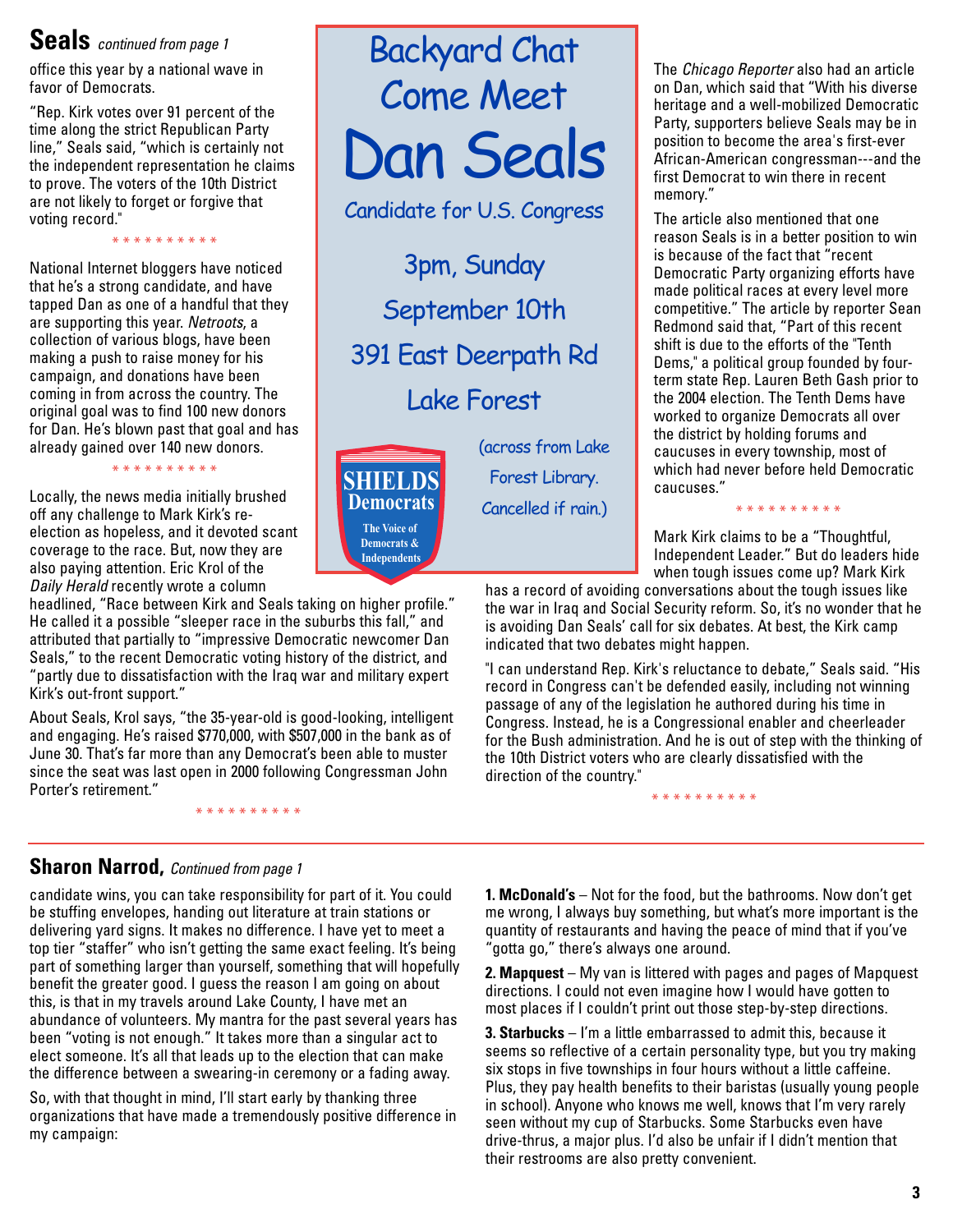## Seals *continued from page 1*

office this year by a national wave in favor of Democrats.

"Rep. Kirk votes over 91 percent of the time along the strict Republican Party line," Seals said, "which is certainly not the independent representation he claims to prove. The voters of the 10th District are not likely to forget or forgive that voting record."

* * * * * * * * * *

National Internet bloggers have noticed that he's a strong candidate, and have tapped Dan as one of a handful that they are supporting this year. *Netroots*, a collection of various blogs, have been making a push to raise money for his campaign, and donations have been coming in from across the country. The original goal was to find 100 new donors for Dan. He's blown past that goal and has already gained over 140 new donors.

* * * * * * * * * *

Locally, the news media initially brushed off any challenge to Mark Kirk's re-election as hopeless, and it devoted scant coverage to the race. But, now they are also paying attention. Eric Krol of the *Daily Herald* recently wrote a column headlined, "Race between Kirk and Seals taking on higher profile." He called it a possible "sleeper race in the suburbs this fall," and attributed that partially to "impressive Democratic newcomer Dan Seals," to the recent Democratic voting history of the district, and "partly due to dissatisfaction with the Iraq war and military expert Kirk's out-front support."

About Seals, Krol says, "the 35-year-old is good-looking, intelligent and engaging. He's raised $770,000, with $507,000 in the bank as of June 30. That's far more than any Democrat's been able to muster since the seat was last open in 2000 following Congressman John Porter's retirement."

* * * * * * * * * *

# Backyard Chat
# Come Meet
# Dan Seals

Candidate for U.S. Congress

3pm, Sunday

September 10th

391 East Deerpath Rd

Lake Forest

(across from Lake Forest Library. Cancelled if rain.)

**SHIELDS Democrats**
The Voice of Democrats & Independents

The *Chicago Reporter* also had an article on Dan, which said that "With his diverse heritage and a well-mobilized Democratic Party, supporters believe Seals may be in position to become the area's first-ever African-American congressman---and the first Democrat to win there in recent memory."

The article also mentioned that one reason Seals is in a better position to win is because of the fact that "recent Democratic Party organizing efforts have made political races at every level more competitive." The article by reporter Sean Redmond said that, "Part of this recent shift is due to the efforts of the "Tenth Dems," a political group founded by four-term state Rep. Lauren Beth Gash prior to the 2004 election. The Tenth Dems have worked to organize Democrats all over the district by holding forums and caucuses in every township, most of which had never before held Democratic caucuses."

* * * * * * * * * *

Mark Kirk claims to be a "Thoughtful, Independent Leader." But do leaders hide when tough issues come up? Mark Kirk has a record of avoiding conversations about the tough issues like the war in Iraq and Social Security reform. So, it's no wonder that he is avoiding Dan Seals' call for six debates. At best, the Kirk camp indicated that two debates might happen.

"I can understand Rep. Kirk's reluctance to debate," Seals said. "His record in Congress can't be defended easily, including not winning passage of any of the legislation he authored during his time in Congress. Instead, he is a Congressional enabler and cheerleader for the Bush administration. And he is out of step with the thinking of the 10th District voters who are clearly dissatisfied with the direction of the country."

* * * * * * * * * *

## Sharon Narrod, *Continued from page 1*

candidate wins, you can take responsibility for part of it. You could be stuffing envelopes, handing out literature at train stations or delivering yard signs. It makes no difference. I have yet to meet a top tier "staffer" who isn't getting the same exact feeling. It's being part of something larger than yourself, something that will hopefully benefit the greater good. I guess the reason I am going on about this, is that in my travels around Lake County, I have met an abundance of volunteers. My mantra for the past several years has been "voting is not enough." It takes more than a singular act to elect someone. It's all that leads up to the election that can make the difference between a swearing-in ceremony or a fading away.

So, with that thought in mind, I'll start early by thanking three organizations that have made a tremendously positive difference in my campaign:

**1. McDonald's** – Not for the food, but the bathrooms. Now don't get me wrong, I always buy something, but what's more important is the quantity of restaurants and having the peace of mind that if you've "gotta go," there's always one around.

**2. Mapquest** – My van is littered with pages and pages of Mapquest directions. I could not even imagine how I would have gotten to most places if I couldn't print out those step-by-step directions.

**3. Starbucks** – I'm a little embarrassed to admit this, because it seems so reflective of a certain personality type, but you try making six stops in five townships in four hours without a little caffeine. Plus, they pay health benefits to their baristas (usually young people in school). Anyone who knows me well, knows that I'm very rarely seen without my cup of Starbucks. Some Starbucks even have drive-thrus, a major plus. I'd also be unfair if I didn't mention that their restrooms are also pretty convenient.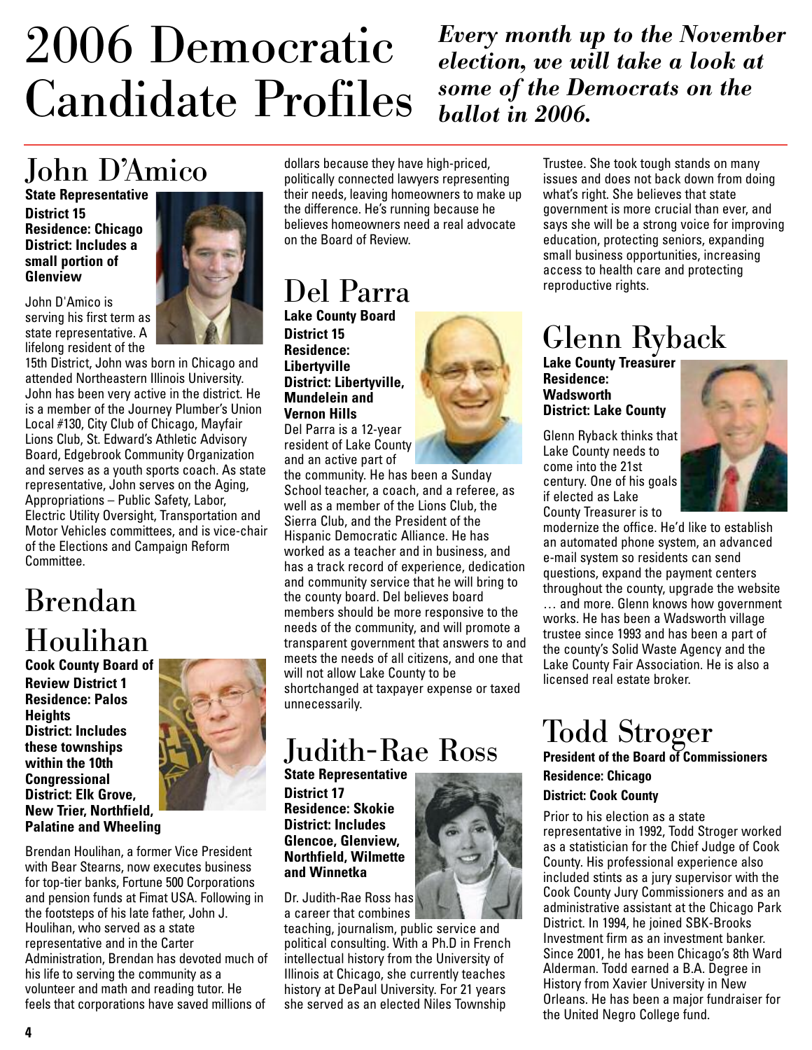# 2006 Democratic Candidate Profiles

***Every month up to the November election, we will take a look at some of the Democrats on the ballot in 2006.***

## John D'Amico

**State Representative**
**District 15**
**Residence: Chicago**
**District: Includes a small portion of Glenview**

John D'Amico is serving his first term as state representative. A lifelong resident of the 15th District, John was born in Chicago and attended Northeastern Illinois University. John has been very active in the district. He is a member of the Journey Plumber's Union Local #130, City Club of Chicago, Mayfair Lions Club, St. Edward's Athletic Advisory Board, Edgebrook Community Organization and serves as a youth sports coach. As state representative, John serves on the Aging, Appropriations – Public Safety, Labor, Electric Utility Oversight, Transportation and Motor Vehicles committees, and is vice-chair of the Elections and Campaign Reform Committee.

## Brendan Houlihan

**Cook County Board of Review District 1**
**Residence: Palos Heights**
**District: Includes these townships within the 10th Congressional District: Elk Grove, New Trier, Northfield, Palatine and Wheeling**

Brendan Houlihan, a former Vice President with Bear Stearns, now executes business for top-tier banks, Fortune 500 Corporations and pension funds at Fimat USA. Following in the footsteps of his late father, John J. Houlihan, who served as a state representative and in the Carter Administration, Brendan has devoted much of his life to serving the community as a volunteer and math and reading tutor. He feels that corporations have saved millions of dollars because they have high-priced, politically connected lawyers representing their needs, leaving homeowners to make up the difference. He's running because he believes homeowners need a real advocate on the Board of Review.

## Del Parra

**Lake County Board**
**District 15**
**Residence: Libertyville**
**District: Libertyville, Mundelein and Vernon Hills**

Del Parra is a 12-year resident of Lake County and an active part of the community. He has been a Sunday School teacher, a coach, and a referee, as well as a member of the Lions Club, the Sierra Club, and the President of the Hispanic Democratic Alliance. He has worked as a teacher and in business, and has a track record of experience, dedication and community service that he will bring to the county board. Del believes board members should be more responsive to the needs of the community, and will promote a transparent government that answers to and meets the needs of all citizens, and one that will not allow Lake County to be shortchanged at taxpayer expense or taxed unnecessarily.

## Judith-Rae Ross

**State Representative**
**District 17**
**Residence: Skokie**
**District: Includes Glencoe, Glenview, Northfield, Wilmette and Winnetka**

Dr. Judith-Rae Ross has a career that combines teaching, journalism, public service and political consulting. With a Ph.D in French intellectual history from the University of Illinois at Chicago, she currently teaches history at DePaul University. For 21 years she served as an elected Niles Township Trustee. She took tough stands on many issues and does not back down from doing what's right. She believes that state government is more crucial than ever, and says she will be a strong voice for improving education, protecting seniors, expanding small business opportunities, increasing access to health care and protecting reproductive rights.

## Glenn Ryback

**Lake County Treasurer**
**Residence: Wadsworth**
**District: Lake County**

Glenn Ryback thinks that Lake County needs to come into the 21st century. One of his goals if elected as Lake County Treasurer is to modernize the office. He'd like to establish an automated phone system, an advanced e-mail system so residents can send questions, expand the payment centers throughout the county, upgrade the website … and more. Glenn knows how government works. He has been a Wadsworth village trustee since 1993 and has been a part of the county's Solid Waste Agency and the Lake County Fair Association. He is also a licensed real estate broker.

## Todd Stroger

**President of the Board of Commissioners**
**Residence: Chicago**
**District: Cook County**

Prior to his election as a state representative in 1992, Todd Stroger worked as a statistician for the Chief Judge of Cook County. His professional experience also included stints as a jury supervisor with the Cook County Jury Commissioners and as an administrative assistant at the Chicago Park District. In 1994, he joined SBK-Brooks Investment firm as an investment banker. Since 2001, he has been Chicago's 8th Ward Alderman. Todd earned a B.A. Degree in History from Xavier University in New Orleans. He has been a major fundraiser for the United Negro College fund.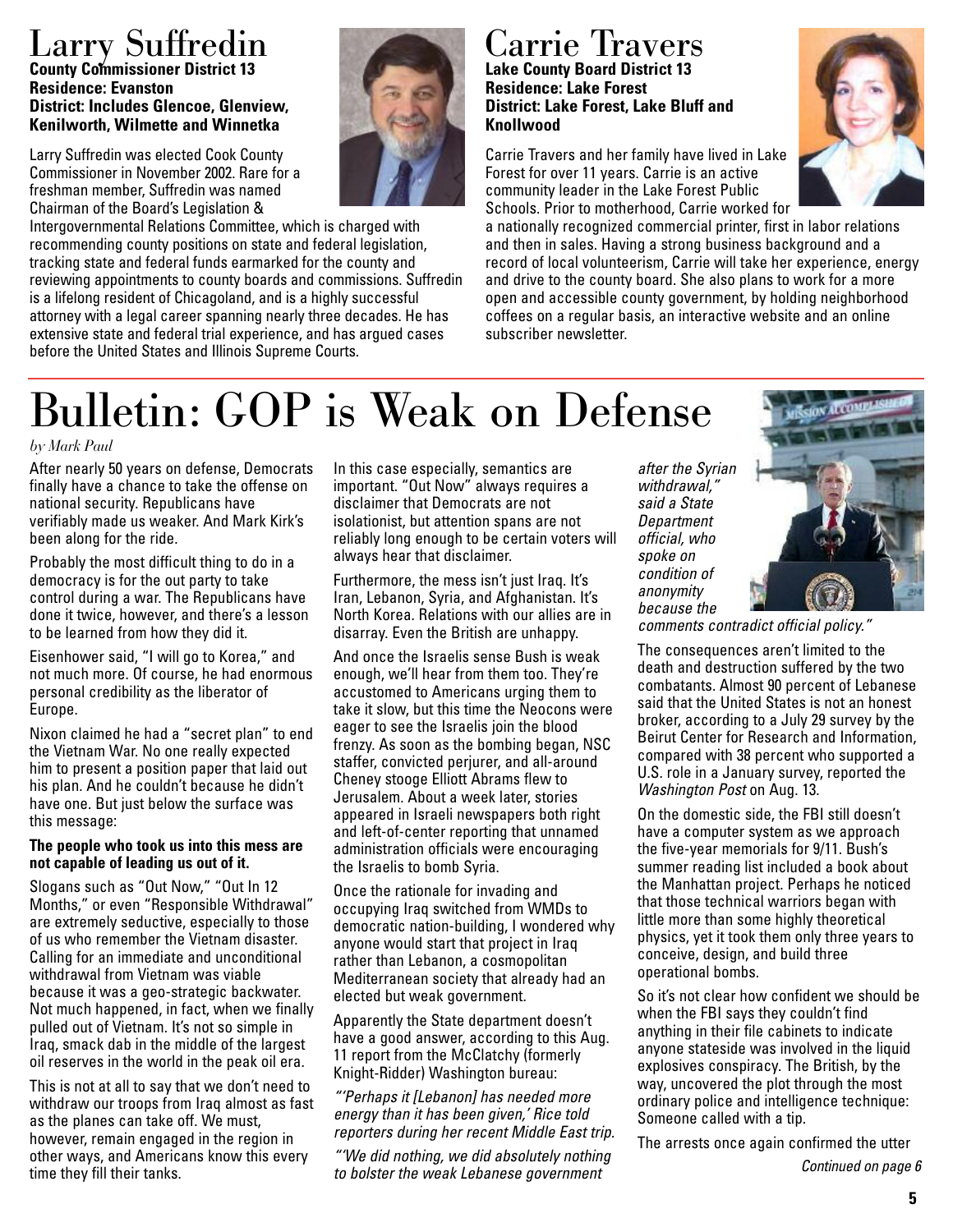## Larry Suffredin

**County Commissioner District 13**
**Residence: Evanston**
**District: Includes Glencoe, Glenview, Kenilworth, Wilmette and Winnetka**

Larry Suffredin was elected Cook County Commissioner in November 2002. Rare for a freshman member, Suffredin was named Chairman of the Board's Legislation & Intergovernmental Relations Committee, which is charged with recommending county positions on state and federal legislation, tracking state and federal funds earmarked for the county and reviewing appointments to county boards and commissions. Suffredin is a lifelong resident of Chicagoland, and is a highly successful attorney with a legal career spanning nearly three decades. He has extensive state and federal trial experience, and has argued cases before the United States and Illinois Supreme Courts.

## Carrie Travers

**Lake County Board District 13**
**Residence: Lake Forest**
**District: Lake Forest, Lake Bluff and Knollwood**

Carrie Travers and her family have lived in Lake Forest for over 11 years. Carrie is an active community leader in the Lake Forest Public Schools. Prior to motherhood, Carrie worked for a nationally recognized commercial printer, first in labor relations and then in sales. Having a strong business background and a record of local volunteerism, Carrie will take her experience, energy and drive to the county board. She also plans to work for a more open and accessible county government, by holding neighborhood coffees on a regular basis, an interactive website and an online subscriber newsletter.

# Bulletin: GOP is Weak on Defense

*by Mark Paul*

After nearly 50 years on defense, Democrats finally have a chance to take the offense on national security. Republicans have verifiably made us weaker. And Mark Kirk's been along for the ride.

Probably the most difficult thing to do in a democracy is for the out party to take control during a war. The Republicans have done it twice, however, and there's a lesson to be learned from how they did it.

Eisenhower said, "I will go to Korea," and not much more. Of course, he had enormous personal credibility as the liberator of Europe.

Nixon claimed he had a "secret plan" to end the Vietnam War. No one really expected him to present a position paper that laid out his plan. And he couldn't because he didn't have one. But just below the surface was this message:

**The people who took us into this mess are not capable of leading us out of it.**

Slogans such as "Out Now," "Out In 12 Months," or even "Responsible Withdrawal" are extremely seductive, especially to those of us who remember the Vietnam disaster. Calling for an immediate and unconditional withdrawal from Vietnam was viable because it was a geo-strategic backwater. Not much happened, in fact, when we finally pulled out of Vietnam. It's not so simple in Iraq, smack dab in the middle of the largest oil reserves in the world in the peak oil era.

This is not at all to say that we don't need to withdraw our troops from Iraq almost as fast as the planes can take off. We must, however, remain engaged in the region in other ways, and Americans know this every time they fill their tanks.

In this case especially, semantics are important. "Out Now" always requires a disclaimer that Democrats are not isolationist, but attention spans are not reliably long enough to be certain voters will always hear that disclaimer.

Furthermore, the mess isn't just Iraq. It's Iran, Lebanon, Syria, and Afghanistan. It's North Korea. Relations with our allies are in disarray. Even the British are unhappy.

And once the Israelis sense Bush is weak enough, we'll hear from them too. They're accustomed to Americans urging them to take it slow, but this time the Neocons were eager to see the Israelis join the blood frenzy. As soon as the bombing began, NSC staffer, convicted perjurer, and all-around Cheney stooge Elliott Abrams flew to Jerusalem. About a week later, stories appeared in Israeli newspapers both right and left-of-center reporting that unnamed administration officials were encouraging the Israelis to bomb Syria.

Once the rationale for invading and occupying Iraq switched from WMDs to democratic nation-building, I wondered why anyone would start that project in Iraq rather than Lebanon, a cosmopolitan Mediterranean society that already had an elected but weak government.

Apparently the State department doesn't have a good answer, according to this Aug. 11 report from the McClatchy (formerly Knight-Ridder) Washington bureau:

*"'Perhaps it [Lebanon] has needed more energy than it has been given,' Rice told reporters during her recent Middle East trip.*

*"'We did nothing, we did absolutely nothing to bolster the weak Lebanese government after the Syrian withdrawal," said a State Department official, who spoke on condition of anonymity because the comments contradict official policy."*

The consequences aren't limited to the death and destruction suffered by the two combatants. Almost 90 percent of Lebanese said that the United States is not an honest broker, according to a July 29 survey by the Beirut Center for Research and Information, compared with 38 percent who supported a U.S. role in a January survey, reported the *Washington Post* on Aug. 13.

On the domestic side, the FBI still doesn't have a computer system as we approach the five-year memorials for 9/11. Bush's summer reading list included a book about the Manhattan project. Perhaps he noticed that those technical warriors began with little more than some highly theoretical physics, yet it took them only three years to conceive, design, and build three operational bombs.

So it's not clear how confident we should be when the FBI says they couldn't find anything in their file cabinets to indicate anyone stateside was involved in the liquid explosives conspiracy. The British, by the way, uncovered the plot through the most ordinary police and intelligence technique: Someone called with a tip.

The arrests once again confirmed the utter

*Continued on page 6*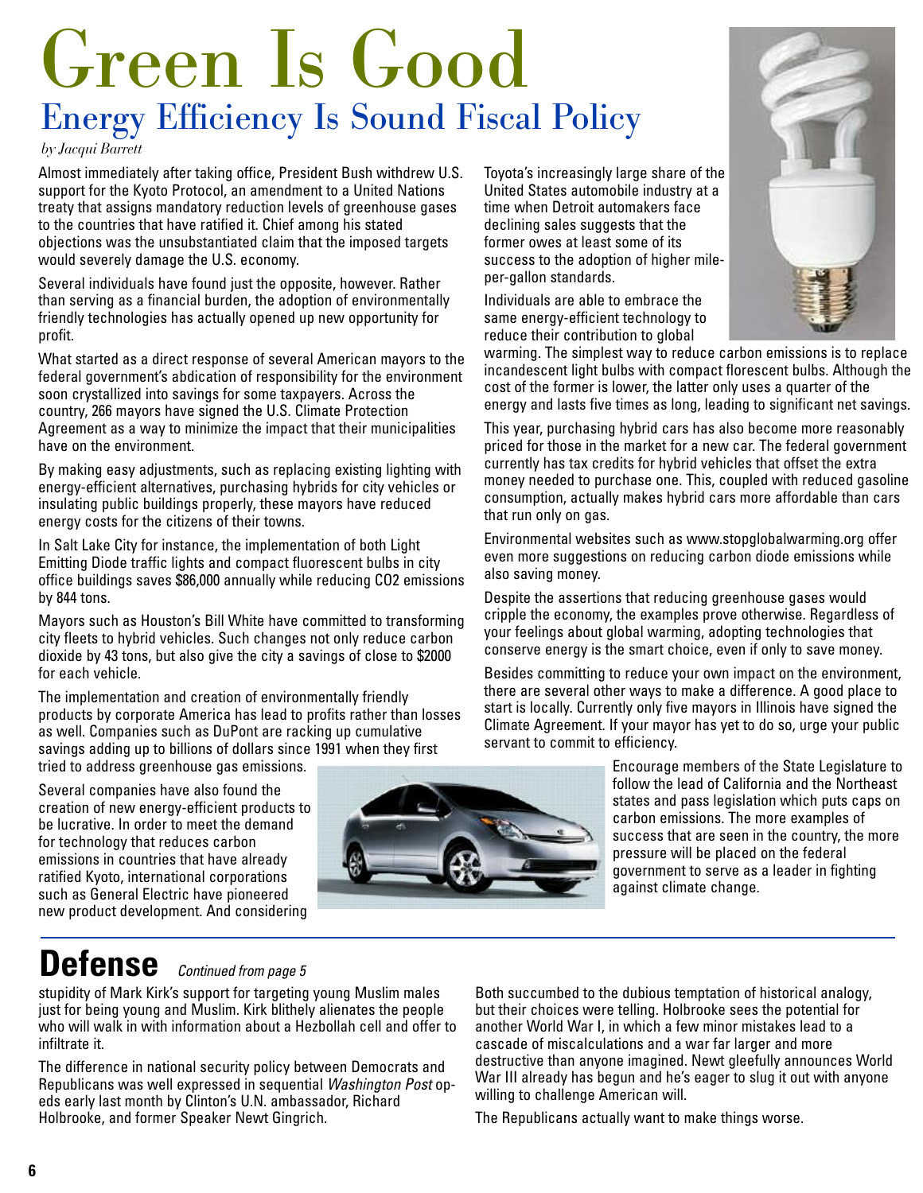# Green Is Good

## Energy Efficiency Is Sound Fiscal Policy

*by Jacqui Barrett*

Almost immediately after taking office, President Bush withdrew U.S. support for the Kyoto Protocol, an amendment to a United Nations treaty that assigns mandatory reduction levels of greenhouse gases to the countries that have ratified it. Chief among his stated objections was the unsubstantiated claim that the imposed targets would severely damage the U.S. economy.

Several individuals have found just the opposite, however. Rather than serving as a financial burden, the adoption of environmentally friendly technologies has actually opened up new opportunity for profit.

What started as a direct response of several American mayors to the federal government's abdication of responsibility for the environment soon crystallized into savings for some taxpayers. Across the country, 266 mayors have signed the U.S. Climate Protection Agreement as a way to minimize the impact that their municipalities have on the environment.

By making easy adjustments, such as replacing existing lighting with energy-efficient alternatives, purchasing hybrids for city vehicles or insulating public buildings properly, these mayors have reduced energy costs for the citizens of their towns.

In Salt Lake City for instance, the implementation of both Light Emitting Diode traffic lights and compact fluorescent bulbs in city office buildings saves $86,000 annually while reducing CO2 emissions by 844 tons.

Mayors such as Houston's Bill White have committed to transforming city fleets to hybrid vehicles. Such changes not only reduce carbon dioxide by 43 tons, but also give the city a savings of close to $2000 for each vehicle.

The implementation and creation of environmentally friendly products by corporate America has lead to profits rather than losses as well. Companies such as DuPont are racking up cumulative savings adding up to billions of dollars since 1991 when they first tried to address greenhouse gas emissions.

Several companies have also found the creation of new energy-efficient products to be lucrative. In order to meet the demand for technology that reduces carbon emissions in countries that have already ratified Kyoto, international corporations such as General Electric have pioneered new product development. And considering Toyota's increasingly large share of the United States automobile industry at a time when Detroit automakers face declining sales suggests that the former owes at least some of its success to the adoption of higher mile-per-gallon standards.

Individuals are able to embrace the same energy-efficient technology to reduce their contribution to global warming. The simplest way to reduce carbon emissions is to replace incandescent light bulbs with compact florescent bulbs. Although the cost of the former is lower, the latter only uses a quarter of the energy and lasts five times as long, leading to significant net savings.

This year, purchasing hybrid cars has also become more reasonably priced for those in the market for a new car. The federal government currently has tax credits for hybrid vehicles that offset the extra money needed to purchase one. This, coupled with reduced gasoline consumption, actually makes hybrid cars more affordable than cars that run only on gas.

Environmental websites such as www.stopglobalwarming.org offer even more suggestions on reducing carbon diode emissions while also saving money.

Despite the assertions that reducing greenhouse gases would cripple the economy, the examples prove otherwise. Regardless of your feelings about global warming, adopting technologies that conserve energy is the smart choice, even if only to save money.

Besides committing to reduce your own impact on the environment, there are several other ways to make a difference. A good place to start is locally. Currently only five mayors in Illinois have signed the Climate Agreement. If your mayor has yet to do so, urge your public servant to commit to efficiency.

Encourage members of the State Legislature to follow the lead of California and the Northeast states and pass legislation which puts caps on carbon emissions. The more examples of success that are seen in the country, the more pressure will be placed on the federal government to serve as a leader in fighting against climate change.

# Defense *Continued from page 5*

stupidity of Mark Kirk's support for targeting young Muslim males just for being young and Muslim. Kirk blithely alienates the people who will walk in with information about a Hezbollah cell and offer to infiltrate it.

The difference in national security policy between Democrats and Republicans was well expressed in sequential *Washington Post* op-eds early last month by Clinton's U.N. ambassador, Richard Holbrooke, and former Speaker Newt Gingrich.

Both succumbed to the dubious temptation of historical analogy, but their choices were telling. Holbrooke sees the potential for another World War I, in which a few minor mistakes lead to a cascade of miscalculations and a war far larger and more destructive than anyone imagined. Newt gleefully announces World War III already has begun and he's eager to slug it out with anyone willing to challenge American will.

The Republicans actually want to make things worse.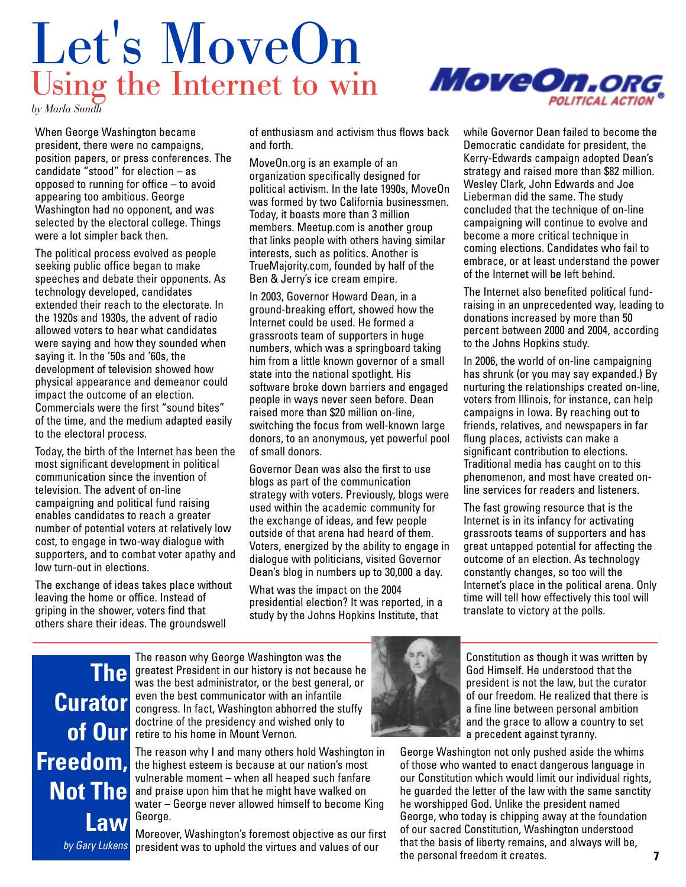# Let's MoveOn

## Using the Internet to win

*by Marla Sundh*

When George Washington became president, there were no campaigns, position papers, or press conferences. The candidate "stood" for election – as opposed to running for office – to avoid appearing too ambitious. George Washington had no opponent, and was selected by the electoral college. Things were a lot simpler back then.

The political process evolved as people seeking public office began to make speeches and debate their opponents. As technology developed, candidates extended their reach to the electorate. In the 1920s and 1930s, the advent of radio allowed voters to hear what candidates were saying and how they sounded when saying it. In the '50s and '60s, the development of television showed how physical appearance and demeanor could impact the outcome of an election. Commercials were the first "sound bites" of the time, and the medium adapted easily to the electoral process.

Today, the birth of the Internet has been the most significant development in political communication since the invention of television. The advent of on-line campaigning and political fund raising enables candidates to reach a greater number of potential voters at relatively low cost, to engage in two-way dialogue with supporters, and to combat voter apathy and low turn-out in elections.

The exchange of ideas takes place without leaving the home or office. Instead of griping in the shower, voters find that others share their ideas. The groundswell of enthusiasm and activism thus flows back and forth.

MoveOn.org is an example of an organization specifically designed for political activism. In the late 1990s, MoveOn was formed by two California businessmen. Today, it boasts more than 3 million members. Meetup.com is another group that links people with others having similar interests, such as politics. Another is TrueMajority.com, founded by half of the Ben & Jerry's ice cream empire.

In 2003, Governor Howard Dean, in a ground-breaking effort, showed how the Internet could be used. He formed a grassroots team of supporters in huge numbers, which was a springboard taking him from a little known governor of a small state into the national spotlight. His software broke down barriers and engaged people in ways never seen before. Dean raised more than $20 million on-line, switching the focus from well-known large donors, to an anonymous, yet powerful pool of small donors.

Governor Dean was also the first to use blogs as part of the communication strategy with voters. Previously, blogs were used within the academic community for the exchange of ideas, and few people outside of that arena had heard of them. Voters, energized by the ability to engage in dialogue with politicians, visited Governor Dean's blog in numbers up to 30,000 a day.

What was the impact on the 2004 presidential election? It was reported, in a study by the Johns Hopkins Institute, that while Governor Dean failed to become the Democratic candidate for president, the Kerry-Edwards campaign adopted Dean's strategy and raised more than $82 million. Wesley Clark, John Edwards and Joe Lieberman did the same. The study concluded that the technique of on-line campaigning will continue to evolve and become a more critical technique in coming elections. Candidates who fail to embrace, or at least understand the power of the Internet will be left behind.

The Internet also benefited political fund-raising in an unprecedented way, leading to donations increased by more than 50 percent between 2000 and 2004, according to the Johns Hopkins study.

In 2006, the world of on-line campaigning has shrunk (or you may say expanded.) By nurturing the relationships created on-line, voters from Illinois, for instance, can help campaigns in Iowa. By reaching out to friends, relatives, and newspapers in far flung places, activists can make a significant contribution to elections. Traditional media has caught on to this phenomenon, and most have created on-line services for readers and listeners.

The fast growing resource that is the Internet is in its infancy for activating grassroots teams of supporters and has great untapped potential for affecting the outcome of an election. As technology constantly changes, so too will the Internet's place in the political arena. Only time will tell how effectively this tool will translate to victory at the polls.

---

# The Curator of Our Freedom, Not The Law

*by Gary Lukens*

The reason why George Washington was the greatest President in our history is not because he was the best administrator, or the best general, or even the best communicator with an infantile congress. In fact, Washington abhorred the stuffy doctrine of the presidency and wished only to retire to his home in Mount Vernon.

The reason why I and many others hold Washington in the highest esteem is because at our nation's most vulnerable moment – when all heaped such fanfare and praise upon him that he might have walked on water – George never allowed himself to become King George.

Moreover, Washington's foremost objective as our first president was to uphold the virtues and values of our Constitution as though it was written by God Himself. He understood that the president is not the law, but the curator of our freedom. He realized that there is a fine line between personal ambition and the grace to allow a country to set a precedent against tyranny.

George Washington not only pushed aside the whims of those who wanted to enact dangerous language in our Constitution which would limit our individual rights, he guarded the letter of the law with the same sanctity he worshipped God. Unlike the president named George, who today is chipping away at the foundation of our sacred Constitution, Washington understood that the basis of liberty remains, and always will be, the personal freedom it creates.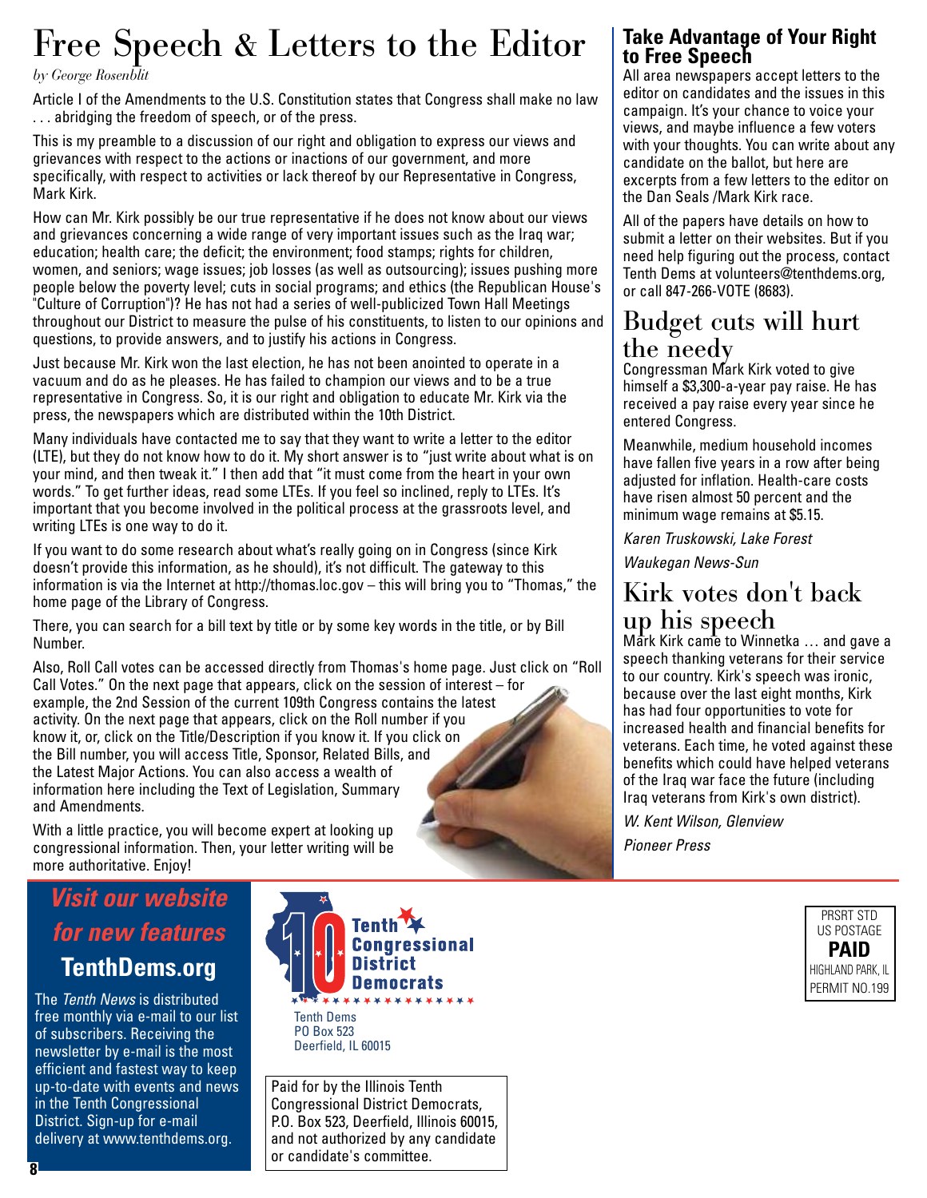# Free Speech & Letters to the Editor

*by George Rosenblit*

Article I of the Amendments to the U.S. Constitution states that Congress shall make no law . . . abridging the freedom of speech, or of the press.

This is my preamble to a discussion of our right and obligation to express our views and grievances with respect to the actions or inactions of our government, and more specifically, with respect to activities or lack thereof by our Representative in Congress, Mark Kirk.

How can Mr. Kirk possibly be our true representative if he does not know about our views and grievances concerning a wide range of very important issues such as the Iraq war; education; health care; the deficit; the environment; food stamps; rights for children, women, and seniors; wage issues; job losses (as well as outsourcing); issues pushing more people below the poverty level; cuts in social programs; and ethics (the Republican House's "Culture of Corruption")? He has not had a series of well-publicized Town Hall Meetings throughout our District to measure the pulse of his constituents, to listen to our opinions and questions, to provide answers, and to justify his actions in Congress.

Just because Mr. Kirk won the last election, he has not been anointed to operate in a vacuum and do as he pleases. He has failed to champion our views and to be a true representative in Congress. So, it is our right and obligation to educate Mr. Kirk via the press, the newspapers which are distributed within the 10th District.

Many individuals have contacted me to say that they want to write a letter to the editor (LTE), but they do not know how to do it. My short answer is to "just write about what is on your mind, and then tweak it." I then add that "it must come from the heart in your own words." To get further ideas, read some LTEs. If you feel so inclined, reply to LTEs. It's important that you become involved in the political process at the grassroots level, and writing LTEs is one way to do it.

If you want to do some research about what's really going on in Congress (since Kirk doesn't provide this information, as he should), it's not difficult. The gateway to this information is via the Internet at http://thomas.loc.gov – this will bring you to "Thomas," the home page of the Library of Congress.

There, you can search for a bill text by title or by some key words in the title, or by Bill Number.

Also, Roll Call votes can be accessed directly from Thomas's home page. Just click on "Roll Call Votes." On the next page that appears, click on the session of interest – for example, the 2nd Session of the current 109th Congress contains the latest activity. On the next page that appears, click on the Roll number if you know it, or, click on the Title/Description if you know it. If you click on the Bill number, you will access Title, Sponsor, Related Bills, and the Latest Major Actions. You can also access a wealth of information here including the Text of Legislation, Summary and Amendments.

With a little practice, you will become expert at looking up congressional information. Then, your letter writing will be more authoritative. Enjoy!

## Take Advantage of Your Right to Free Speech

All area newspapers accept letters to the editor on candidates and the issues in this campaign. It's your chance to voice your views, and maybe influence a few voters with your thoughts. You can write about any candidate on the ballot, but here are excerpts from a few letters to the editor on the Dan Seals /Mark Kirk race.

All of the papers have details on how to submit a letter on their websites. But if you need help figuring out the process, contact Tenth Dems at volunteers@tenthdems.org, or call 847-266-VOTE (8683).

## Budget cuts will hurt the needy

Congressman Mark Kirk voted to give himself a $3,300-a-year pay raise. He has received a pay raise every year since he entered Congress.

Meanwhile, medium household incomes have fallen five years in a row after being adjusted for inflation. Health-care costs have risen almost 50 percent and the minimum wage remains at $5.15.

*Karen Truskowski, Lake Forest*

*Waukegan News-Sun*

## Kirk votes don't back up his speech

Mark Kirk came to Winnetka … and gave a speech thanking veterans for their service to our country. Kirk's speech was ironic, because over the last eight months, Kirk has had four opportunities to vote for increased health and financial benefits for veterans. Each time, he voted against these benefits which could have helped veterans of the Iraq war face the future (including Iraq veterans from Kirk's own district).

*W. Kent Wilson, Glenview*

*Pioneer Press*

***Visit our website for new features***

**TenthDems.org**

The *Tenth News* is distributed free monthly via e-mail to our list of subscribers. Receiving the newsletter by e-mail is the most efficient and fastest way to keep up-to-date with events and news in the Tenth Congressional District. Sign-up for e-mail delivery at www.tenthdems.org.

**Tenth Congressional District Democrats**

Tenth Dems
PO Box 523
Deerfield, IL 60015

Paid for by the Illinois Tenth Congressional District Democrats, P.O. Box 523, Deerfield, Illinois 60015, and not authorized by any candidate or candidate's committee.

PRSRT STD
US POSTAGE
**PAID**
HIGHLAND PARK, IL
PERMIT NO.199